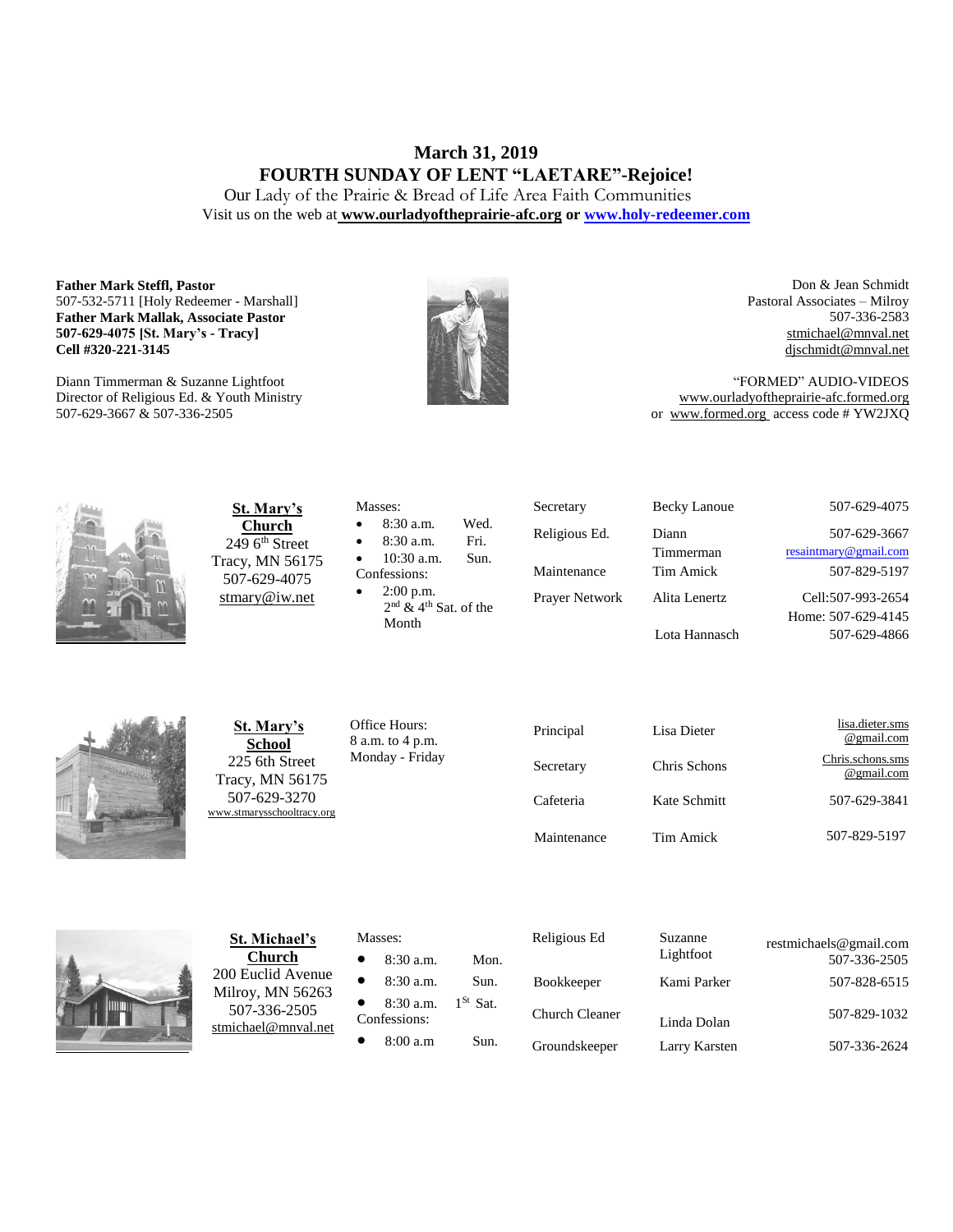# March 31, 2019
# FOURTH SUNDAY OF LENT "LAETARE"-Rejoice!

Our Lady of the Prairie & Bread of Life Area Faith Communities

Visit us on the web at **www.ourladyoftheprairie-afc.org** or **www.holy-redeemer.com**

**Father Mark Steffl, Pastor**
507-532-5711 [Holy Redeemer - Marshall]
**Father Mark Mallak, Associate Pastor**
**507-629-4075 [St. Mary's - Tracy]**
**Cell #320-221-3145**

Diann Timmerman & Suzanne Lightfoot
Director of Religious Ed. & Youth Ministry
507-629-3667 & 507-336-2505

Don & Jean Schmidt
Pastoral Associates – Milroy
507-336-2583
stmichael@mnval.net
djschmidt@mnval.net

"FORMED" AUDIO-VIDEOS
www.ourladyoftheprairie-afc.formed.org
or www.formed.org access code # YW2JXQ

**St. Mary's Church**
249 6th Street
Tracy, MN 56175
507-629-4075
stmary@iw.net

Masses:
- 8:30 a.m. Wed.
- 8:30 a.m. Fri.
- 10:30 a.m. Sun.

Confessions:
- 2:00 p.m. 2nd & 4th Sat. of the Month

| | | |
|---|---|---|
| Secretary | Becky Lanoue | 507-629-4075 |
| Religious Ed. | Diann Timmerman | 507-629-3667 resaintmary@gmail.com |
| Maintenance | Tim Amick | 507-829-5197 |
| Prayer Network | Alita Lenertz | Cell:507-993-2654 Home: 507-629-4145 |
| | Lota Hannasch | 507-629-4866 |

**St. Mary's School**
225 6th Street
Tracy, MN 56175
507-629-3270
www.stmarysschooltracy.org

Office Hours:
8 a.m. to 4 p.m.
Monday - Friday

| | | |
|---|---|---|
| Principal | Lisa Dieter | lisa.dieter.sms@gmail.com |
| Secretary | Chris Schons | Chris.schons.sms@gmail.com |
| Cafeteria | Kate Schmitt | 507-629-3841 |
| Maintenance | Tim Amick | 507-829-5197 |

**St. Michael's Church**
200 Euclid Avenue
Milroy, MN 56263
507-336-2505
stmichael@mnval.net

Masses:
- 8:30 a.m. Mon.
- 8:30 a.m. Sun.
- 8:30 a.m. 1St Sat.

Confessions:
- 8:00 a.m Sun.

| | | |
|---|---|---|
| Religious Ed | Suzanne Lightfoot | restmichaels@gmail.com 507-336-2505 |
| Bookkeeper | Kami Parker | 507-828-6515 |
| Church Cleaner | Linda Dolan | 507-829-1032 |
| Groundskeeper | Larry Karsten | 507-336-2624 |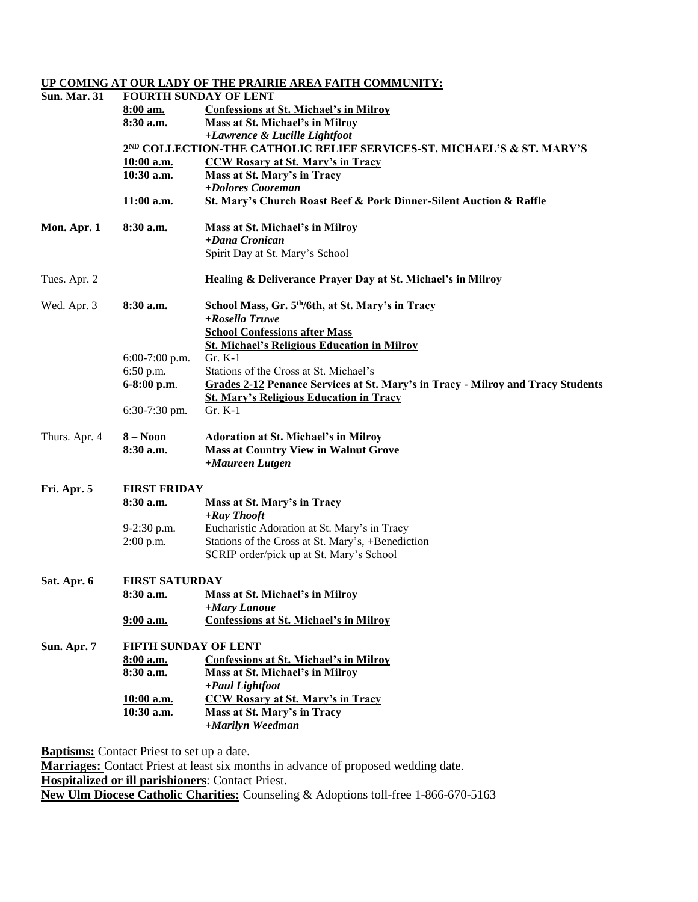**UP COMING AT OUR LADY OF THE PRAIRIE AREA FAITH COMMUNITY:**

| | | |
|---|---|---|
| **Sun. Mar. 31** | **FOURTH SUNDAY OF LENT** | |
| | **8:00 am.** | **Confessions at St. Michael's in Milroy** |
| | **8:30 a.m.** | **Mass at St. Michael's in Milroy** *+Lawrence & Lucille Lightfoot* |
| | **2ND COLLECTION-THE CATHOLIC RELIEF SERVICES-ST. MICHAEL'S & ST. MARY'S** | |
| | **10:00 a.m.** | **CCW Rosary at St. Mary's in Tracy** |
| | **10:30 a.m.** | **Mass at St. Mary's in Tracy** *+Dolores Cooreman* |
| | **11:00 a.m.** | **St. Mary's Church Roast Beef & Pork Dinner-Silent Auction & Raffle** |
| **Mon. Apr. 1** | **8:30 a.m.** | **Mass at St. Michael's in Milroy** *+Dana Cronican* |
| | | Spirit Day at St. Mary's School |
| Tues. Apr. 2 | | **Healing & Deliverance Prayer Day at St. Michael's in Milroy** |
| Wed. Apr. 3 | **8:30 a.m.** | **School Mass, Gr. 5th/6th, at St. Mary's in Tracy** *+Rosella Truwe* |
| | | **School Confessions after Mass** |
| | | **St. Michael's Religious Education in Milroy** |
| | 6:00-7:00 p.m. | Gr. K-1 |
| | 6:50 p.m. | Stations of the Cross at St. Michael's |
| | **6-8:00 p.m.** | **Grades 2-12 Penance Services at St. Mary's in Tracy - Milroy and Tracy Students** |
| | | **St. Mary's Religious Education in Tracy** |
| | 6:30-7:30 pm. | Gr. K-1 |
| Thurs. Apr. 4 | **8 – Noon** | **Adoration at St. Michael's in Milroy** |
| | **8:30 a.m.** | **Mass at Country View in Walnut Grove** *+Maureen Lutgen* |
| **Fri. Apr. 5** | **FIRST FRIDAY** | |
| | **8:30 a.m.** | **Mass at St. Mary's in Tracy** *+Ray Thooft* |
| | 9-2:30 p.m. | Eucharistic Adoration at St. Mary's in Tracy |
| | 2:00 p.m. | Stations of the Cross at St. Mary's, +Benediction |
| | | SCRIP order/pick up at St. Mary's School |
| **Sat. Apr. 6** | **FIRST SATURDAY** | |
| | **8:30 a.m.** | **Mass at St. Michael's in Milroy** *+Mary Lanoue* |
| | **9:00 a.m.** | **Confessions at St. Michael's in Milroy** |
| **Sun. Apr. 7** | **FIFTH SUNDAY OF LENT** | |
| | **8:00 a.m.** | **Confessions at St. Michael's in Milroy** |
| | **8:30 a.m.** | **Mass at St. Michael's in Milroy** *+Paul Lightfoot* |
| | **10:00 a.m.** | **CCW Rosary at St. Mary's in Tracy** |
| | **10:30 a.m.** | **Mass at St. Mary's in Tracy** *+Marilyn Weedman* |

**Baptisms:** Contact Priest to set up a date.

**Marriages:** Contact Priest at least six months in advance of proposed wedding date.

**Hospitalized or ill parishioners**: Contact Priest.

**New Ulm Diocese Catholic Charities:** Counseling & Adoptions toll-free 1-866-670-5163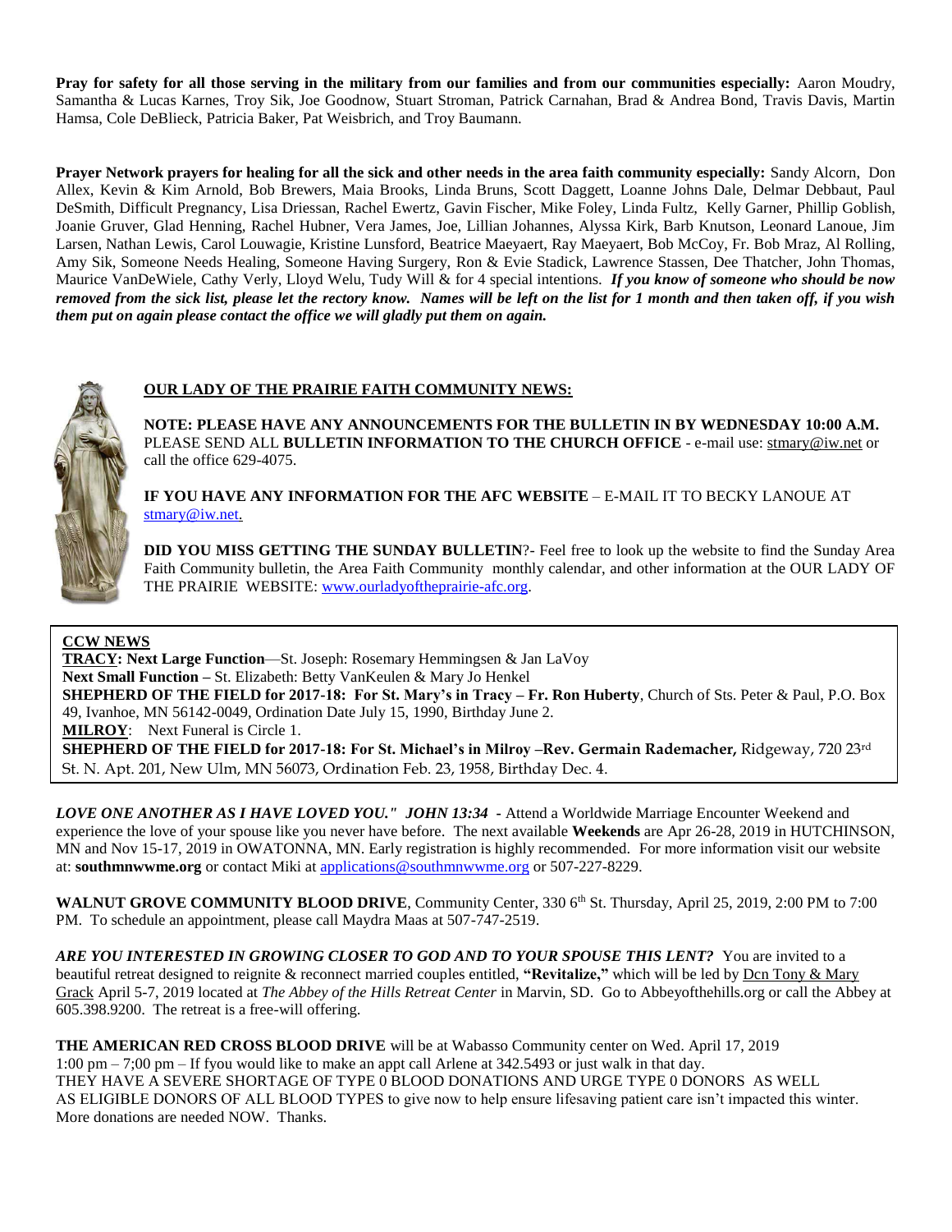**Pray for safety for all those serving in the military from our families and from our communities especially:** Aaron Moudry, Samantha & Lucas Karnes, Troy Sik, Joe Goodnow, Stuart Stroman, Patrick Carnahan, Brad & Andrea Bond, Travis Davis, Martin Hamsa, Cole DeBlieck, Patricia Baker, Pat Weisbrich, and Troy Baumann.

**Prayer Network prayers for healing for all the sick and other needs in the area faith community especially:** Sandy Alcorn, Don Allex, Kevin & Kim Arnold, Bob Brewers, Maia Brooks, Linda Bruns, Scott Daggett, Loanne Johns Dale, Delmar Debbaut, Paul DeSmith, Difficult Pregnancy, Lisa Driessan, Rachel Ewertz, Gavin Fischer, Mike Foley, Linda Fultz, Kelly Garner, Phillip Goblish, Joanie Gruver, Glad Henning, Rachel Hubner, Vera James, Joe, Lillian Johannes, Alyssa Kirk, Barb Knutson, Leonard Lanoue, Jim Larsen, Nathan Lewis, Carol Louwagie, Kristine Lunsford, Beatrice Maeyaert, Ray Maeyaert, Bob McCoy, Fr. Bob Mraz, Al Rolling, Amy Sik, Someone Needs Healing, Someone Having Surgery, Ron & Evie Stadick, Lawrence Stassen, Dee Thatcher, John Thomas, Maurice VanDeWiele, Cathy Verly, Lloyd Welu, Tudy Will & for 4 special intentions. ***If you know of someone who should be now removed from the sick list, please let the rectory know. Names will be left on the list for 1 month and then taken off, if you wish them put on again please contact the office we will gladly put them on again.***

**OUR LADY OF THE PRAIRIE FAITH COMMUNITY NEWS:**

**NOTE: PLEASE HAVE ANY ANNOUNCEMENTS FOR THE BULLETIN IN BY WEDNESDAY 10:00 A.M.** PLEASE SEND ALL **BULLETIN INFORMATION TO THE CHURCH OFFICE** - e-mail use: stmary@iw.net or call the office 629-4075.

**IF YOU HAVE ANY INFORMATION FOR THE AFC WEBSITE** – E-MAIL IT TO BECKY LANOUE AT stmary@iw.net.

**DID YOU MISS GETTING THE SUNDAY BULLETIN**?- Feel free to look up the website to find the Sunday Area Faith Community bulletin, the Area Faith Community monthly calendar, and other information at the OUR LADY OF THE PRAIRIE WEBSITE: www.ourladyoftheprairie-afc.org.

**CCW NEWS**

**TRACY: Next Large Function**—St. Joseph: Rosemary Hemmingsen & Jan LaVoy
**Next Small Function –** St. Elizabeth: Betty VanKeulen & Mary Jo Henkel
**SHEPHERD OF THE FIELD for 2017-18: For St. Mary's in Tracy – Fr. Ron Huberty**, Church of Sts. Peter & Paul, P.O. Box 49, Ivanhoe, MN 56142-0049, Ordination Date July 15, 1990, Birthday June 2.
**MILROY**: Next Funeral is Circle 1.
**SHEPHERD OF THE FIELD for 2017-18: For St. Michael's in Milroy –Rev. Germain Rademacher,** Ridgeway, 720 23rd St. N. Apt. 201, New Ulm, MN 56073, Ordination Feb. 23, 1958, Birthday Dec. 4.

***LOVE ONE ANOTHER AS I HAVE LOVED YOU." JOHN 13:34*** **-** Attend a Worldwide Marriage Encounter Weekend and experience the love of your spouse like you never have before. The next available **Weekends** are Apr 26-28, 2019 in HUTCHINSON, MN and Nov 15-17, 2019 in OWATONNA, MN. Early registration is highly recommended. For more information visit our website at: **southmnwwme.org** or contact Miki at applications@southmnwwme.org or 507-227-8229.

**WALNUT GROVE COMMUNITY BLOOD DRIVE**, Community Center, 330 6th St. Thursday, April 25, 2019, 2:00 PM to 7:00 PM. To schedule an appointment, please call Maydra Maas at 507-747-2519.

***ARE YOU INTERESTED IN GROWING CLOSER TO GOD AND TO YOUR SPOUSE THIS LENT?*** You are invited to a beautiful retreat designed to reignite & reconnect married couples entitled, **"Revitalize,"** which will be led by Dcn Tony & Mary Grack April 5-7, 2019 located at *The Abbey of the Hills Retreat Center* in Marvin, SD. Go to Abbeyofthehills.org or call the Abbey at 605.398.9200. The retreat is a free-will offering.

**THE AMERICAN RED CROSS BLOOD DRIVE** will be at Wabasso Community center on Wed. April 17, 2019 1:00 pm – 7;00 pm – If fyou would like to make an appt call Arlene at 342.5493 or just walk in that day. THEY HAVE A SEVERE SHORTAGE OF TYPE 0 BLOOD DONATIONS AND URGE TYPE 0 DONORS AS WELL AS ELIGIBLE DONORS OF ALL BLOOD TYPES to give now to help ensure lifesaving patient care isn't impacted this winter. More donations are needed NOW. Thanks.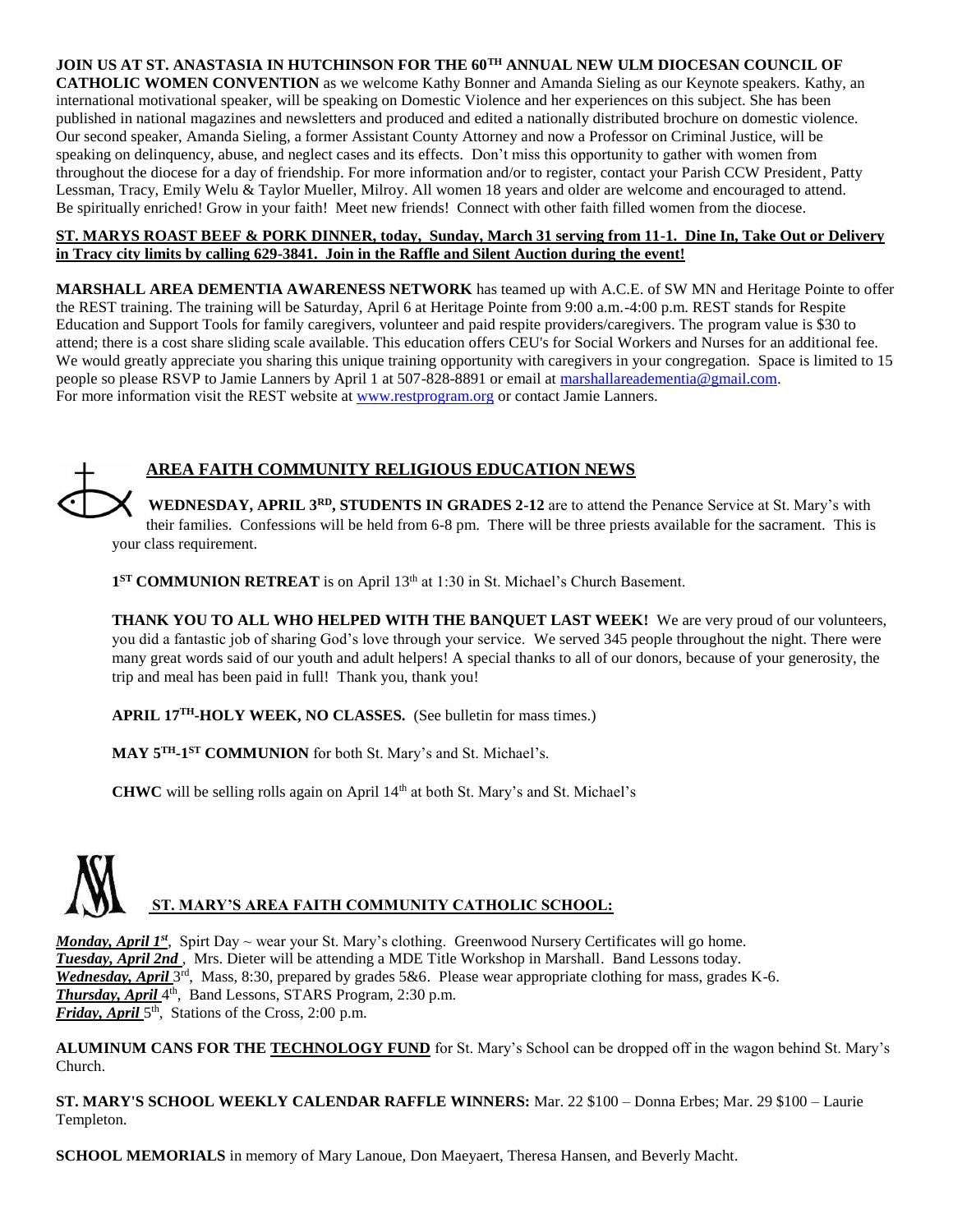**JOIN US AT ST. ANASTASIA IN HUTCHINSON FOR THE 60TH ANNUAL NEW ULM DIOCESAN COUNCIL OF CATHOLIC WOMEN CONVENTION** as we welcome Kathy Bonner and Amanda Sieling as our Keynote speakers. Kathy, an international motivational speaker, will be speaking on Domestic Violence and her experiences on this subject. She has been published in national magazines and newsletters and produced and edited a nationally distributed brochure on domestic violence. Our second speaker, Amanda Sieling, a former Assistant County Attorney and now a Professor on Criminal Justice, will be speaking on delinquency, abuse, and neglect cases and its effects. Don't miss this opportunity to gather with women from throughout the diocese for a day of friendship. For more information and/or to register, contact your Parish CCW President, Patty Lessman, Tracy, Emily Welu & Taylor Mueller, Milroy. All women 18 years and older are welcome and encouraged to attend. Be spiritually enriched! Grow in your faith! Meet new friends! Connect with other faith filled women from the diocese.

**ST. MARYS ROAST BEEF & PORK DINNER, today, Sunday, March 31 serving from 11-1. Dine In, Take Out or Delivery in Tracy city limits by calling 629-3841. Join in the Raffle and Silent Auction during the event!**

**MARSHALL AREA DEMENTIA AWARENESS NETWORK** has teamed up with A.C.E. of SW MN and Heritage Pointe to offer the REST training. The training will be Saturday, April 6 at Heritage Pointe from 9:00 a.m.-4:00 p.m. REST stands for Respite Education and Support Tools for family caregivers, volunteer and paid respite providers/caregivers. The program value is $30 to attend; there is a cost share sliding scale available. This education offers CEU's for Social Workers and Nurses for an additional fee. We would greatly appreciate you sharing this unique training opportunity with caregivers in your congregation. Space is limited to 15 people so please RSVP to Jamie Lanners by April 1 at 507-828-8891 or email at marshallareadementia@gmail.com. For more information visit the REST website at www.restprogram.org or contact Jamie Lanners.

## AREA FAITH COMMUNITY RELIGIOUS EDUCATION NEWS

**WEDNESDAY, APRIL 3RD, STUDENTS IN GRADES 2-12** are to attend the Penance Service at St. Mary's with their families. Confessions will be held from 6-8 pm. There will be three priests available for the sacrament. This is your class requirement.

**1ST COMMUNION RETREAT** is on April 13th at 1:30 in St. Michael's Church Basement.

**THANK YOU TO ALL WHO HELPED WITH THE BANQUET LAST WEEK!** We are very proud of our volunteers, you did a fantastic job of sharing God's love through your service. We served 345 people throughout the night. There were many great words said of our youth and adult helpers! A special thanks to all of our donors, because of your generosity, the trip and meal has been paid in full! Thank you, thank you!

**APRIL 17TH-HOLY WEEK, NO CLASSES.** (See bulletin for mass times.)

**MAY 5TH-1ST COMMUNION** for both St. Mary's and St. Michael's.

**CHWC** will be selling rolls again on April 14th at both St. Mary's and St. Michael's

## ST. MARY'S AREA FAITH COMMUNITY CATHOLIC SCHOOL:

***Monday, April 1st***, Spirt Day ~ wear your St. Mary's clothing. Greenwood Nursery Certificates will go home.
***Tuesday, April 2nd*** , Mrs. Dieter will be attending a MDE Title Workshop in Marshall. Band Lessons today.
***Wednesday, April*** 3rd, Mass, 8:30, prepared by grades 5&6. Please wear appropriate clothing for mass, grades K-6.
***Thursday, April*** 4th, Band Lessons, STARS Program, 2:30 p.m.
***Friday, April*** 5th, Stations of the Cross, 2:00 p.m.

**ALUMINUM CANS FOR THE TECHNOLOGY FUND** for St. Mary's School can be dropped off in the wagon behind St. Mary's Church.

**ST. MARY'S SCHOOL WEEKLY CALENDAR RAFFLE WINNERS:** Mar. 22 $100 – Donna Erbes; Mar. 29 $100 – Laurie Templeton.

**SCHOOL MEMORIALS** in memory of Mary Lanoue, Don Maeyaert, Theresa Hansen, and Beverly Macht.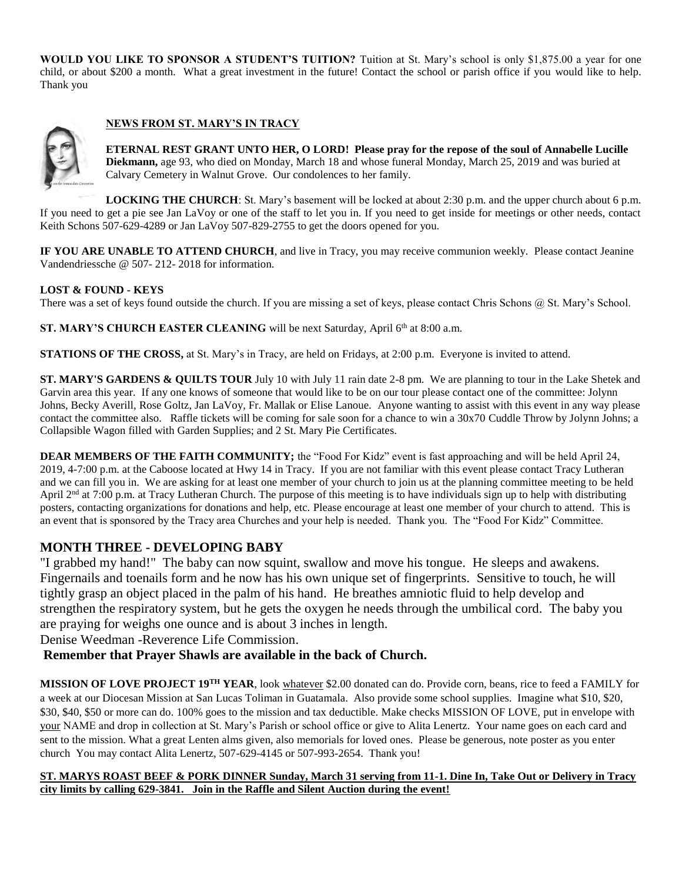**WOULD YOU LIKE TO SPONSOR A STUDENT'S TUITION?** Tuition at St. Mary's school is only $1,875.00 a year for one child, or about $200 a month. What a great investment in the future! Contact the school or parish office if you would like to help. Thank you

## NEWS FROM ST. MARY'S IN TRACY

**ETERNAL REST GRANT UNTO HER, O LORD! Please pray for the repose of the soul of Annabelle Lucille Diekmann,** age 93, who died on Monday, March 18 and whose funeral Monday, March 25, 2019 and was buried at Calvary Cemetery in Walnut Grove. Our condolences to her family.

**LOCKING THE CHURCH**: St. Mary's basement will be locked at about 2:30 p.m. and the upper church about 6 p.m. If you need to get a pie see Jan LaVoy or one of the staff to let you in. If you need to get inside for meetings or other needs, contact Keith Schons 507-629-4289 or Jan LaVoy 507-829-2755 to get the doors opened for you.

**IF YOU ARE UNABLE TO ATTEND CHURCH**, and live in Tracy, you may receive communion weekly. Please contact Jeanine Vandendriessche @ 507- 212- 2018 for information.

**LOST & FOUND - KEYS**
There was a set of keys found outside the church. If you are missing a set of keys, please contact Chris Schons @ St. Mary's School.

**ST. MARY'S CHURCH EASTER CLEANING** will be next Saturday, April 6th at 8:00 a.m.

**STATIONS OF THE CROSS,** at St. Mary's in Tracy, are held on Fridays, at 2:00 p.m. Everyone is invited to attend.

**ST. MARY'S GARDENS & QUILTS TOUR** July 10 with July 11 rain date 2-8 pm. We are planning to tour in the Lake Shetek and Garvin area this year. If any one knows of someone that would like to be on our tour please contact one of the committee: Jolynn Johns, Becky Averill, Rose Goltz, Jan LaVoy, Fr. Mallak or Elise Lanoue. Anyone wanting to assist with this event in any way please contact the committee also. Raffle tickets will be coming for sale soon for a chance to win a 30x70 Cuddle Throw by Jolynn Johns; a Collapsible Wagon filled with Garden Supplies; and 2 St. Mary Pie Certificates.

**DEAR MEMBERS OF THE FAITH COMMUNITY;** the "Food For Kidz" event is fast approaching and will be held April 24, 2019, 4-7:00 p.m. at the Caboose located at Hwy 14 in Tracy. If you are not familiar with this event please contact Tracy Lutheran and we can fill you in. We are asking for at least one member of your church to join us at the planning committee meeting to be held April 2nd at 7:00 p.m. at Tracy Lutheran Church. The purpose of this meeting is to have individuals sign up to help with distributing posters, contacting organizations for donations and help, etc. Please encourage at least one member of your church to attend. This is an event that is sponsored by the Tracy area Churches and your help is needed. Thank you. The "Food For Kidz" Committee.

## MONTH THREE - DEVELOPING BABY

"I grabbed my hand!" The baby can now squint, swallow and move his tongue. He sleeps and awakens. Fingernails and toenails form and he now has his own unique set of fingerprints. Sensitive to touch, he will tightly grasp an object placed in the palm of his hand. He breathes amniotic fluid to help develop and strengthen the respiratory system, but he gets the oxygen he needs through the umbilical cord. The baby you are praying for weighs one ounce and is about 3 inches in length.
Denise Weedman -Reverence Life Commission.

**Remember that Prayer Shawls are available in the back of Church.**

**MISSION OF LOVE PROJECT 19TH YEAR**, look whatever $2.00 donated can do. Provide corn, beans, rice to feed a FAMILY for a week at our Diocesan Mission at San Lucas Toliman in Guatamala. Also provide some school supplies. Imagine what $10, $20, $30, $40, $50 or more can do. 100% goes to the mission and tax deductible. Make checks MISSION OF LOVE, put in envelope with your NAME and drop in collection at St. Mary's Parish or school office or give to Alita Lenertz. Your name goes on each card and sent to the mission. What a great Lenten alms given, also memorials for loved ones. Please be generous, note poster as you enter church You may contact Alita Lenertz, 507-629-4145 or 507-993-2654. Thank you!

**ST. MARYS ROAST BEEF & PORK DINNER Sunday, March 31 serving from 11-1. Dine In, Take Out or Delivery in Tracy city limits by calling 629-3841. Join in the Raffle and Silent Auction during the event!**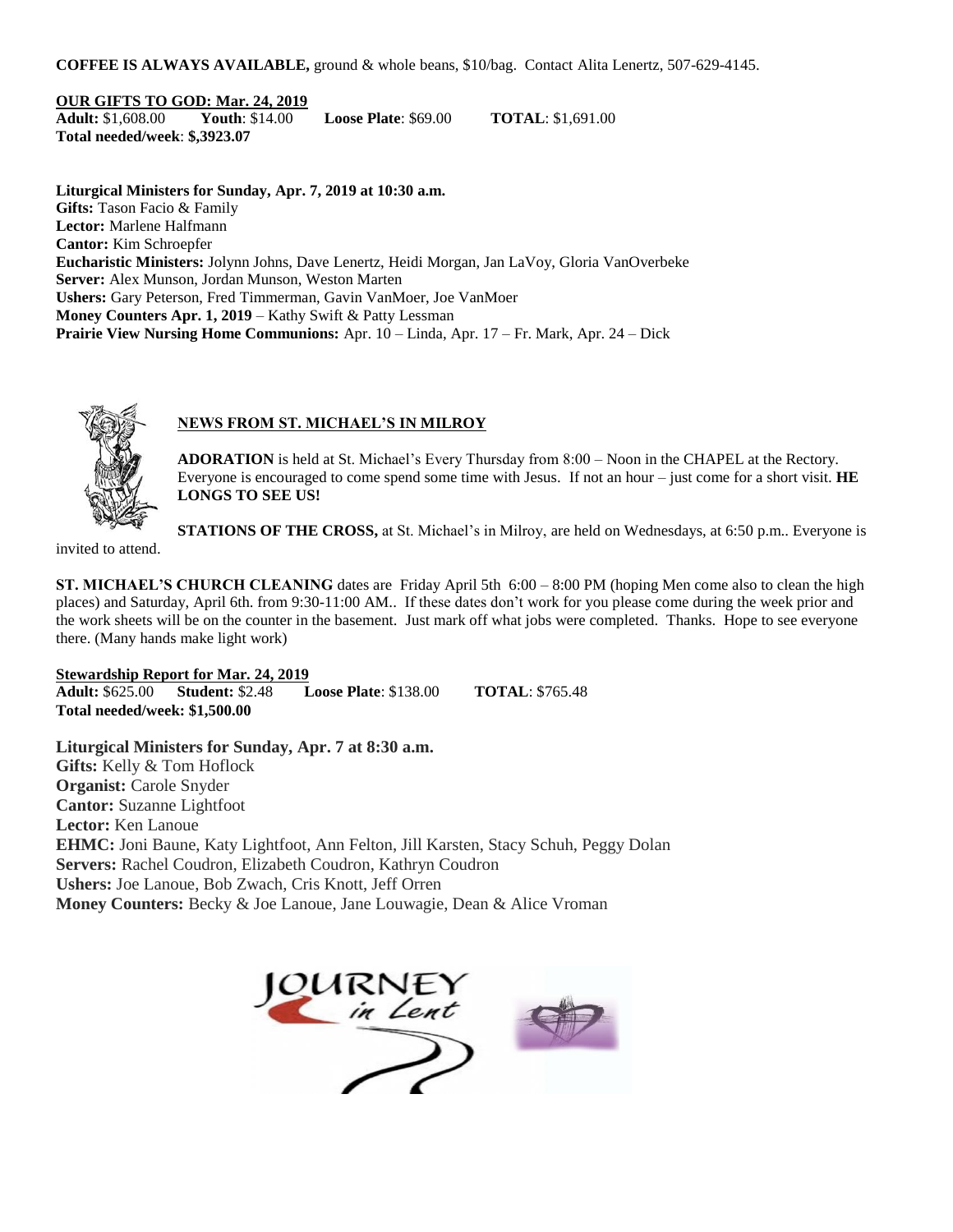**COFFEE IS ALWAYS AVAILABLE,** ground & whole beans, $10/bag. Contact Alita Lenertz, 507-629-4145.

**OUR GIFTS TO GOD: Mar. 24, 2019**
**Adult:** $1,608.00 **Youth**: $14.00 **Loose Plate**: $69.00 **TOTAL**: $1,691.00
**Total needed/week**: **$,3923.07**

**Liturgical Ministers for Sunday, Apr. 7, 2019 at 10:30 a.m.**
**Gifts:** Tason Facio & Family
**Lector:** Marlene Halfmann
**Cantor:** Kim Schroepfer
**Eucharistic Ministers:** Jolynn Johns, Dave Lenertz, Heidi Morgan, Jan LaVoy, Gloria VanOverbeke
**Server:** Alex Munson, Jordan Munson, Weston Marten
**Ushers:** Gary Peterson, Fred Timmerman, Gavin VanMoer, Joe VanMoer
**Money Counters Apr. 1, 2019** – Kathy Swift & Patty Lessman
**Prairie View Nursing Home Communions:** Apr. 10 – Linda, Apr. 17 – Fr. Mark, Apr. 24 – Dick

**NEWS FROM ST. MICHAEL'S IN MILROY**

**ADORATION** is held at St. Michael's Every Thursday from 8:00 – Noon in the CHAPEL at the Rectory. Everyone is encouraged to come spend some time with Jesus. If not an hour – just come for a short visit. **HE LONGS TO SEE US!**

**STATIONS OF THE CROSS,** at St. Michael's in Milroy, are held on Wednesdays, at 6:50 p.m.. Everyone is invited to attend.

**ST. MICHAEL'S CHURCH CLEANING** dates are Friday April 5th 6:00 – 8:00 PM (hoping Men come also to clean the high places) and Saturday, April 6th. from 9:30-11:00 AM.. If these dates don't work for you please come during the week prior and the work sheets will be on the counter in the basement. Just mark off what jobs were completed. Thanks. Hope to see everyone there. (Many hands make light work)

**Stewardship Report for Mar. 24, 2019**
**Adult:** $625.00 **Student:** $2.48 **Loose Plate**: $138.00 **TOTAL**: $765.48
**Total needed/week: $1,500.00**

**Liturgical Ministers for Sunday, Apr. 7 at 8:30 a.m.**
**Gifts:** Kelly & Tom Hoflock
**Organist:** Carole Snyder
**Cantor:** Suzanne Lightfoot
**Lector:** Ken Lanoue
**EHMC:** Joni Baune, Katy Lightfoot, Ann Felton, Jill Karsten, Stacy Schuh, Peggy Dolan
**Servers:** Rachel Coudron, Elizabeth Coudron, Kathryn Coudron
**Ushers:** Joe Lanoue, Bob Zwach, Cris Knott, Jeff Orren
**Money Counters:** Becky & Joe Lanoue, Jane Louwagie, Dean & Alice Vroman

JOURNEY in Lent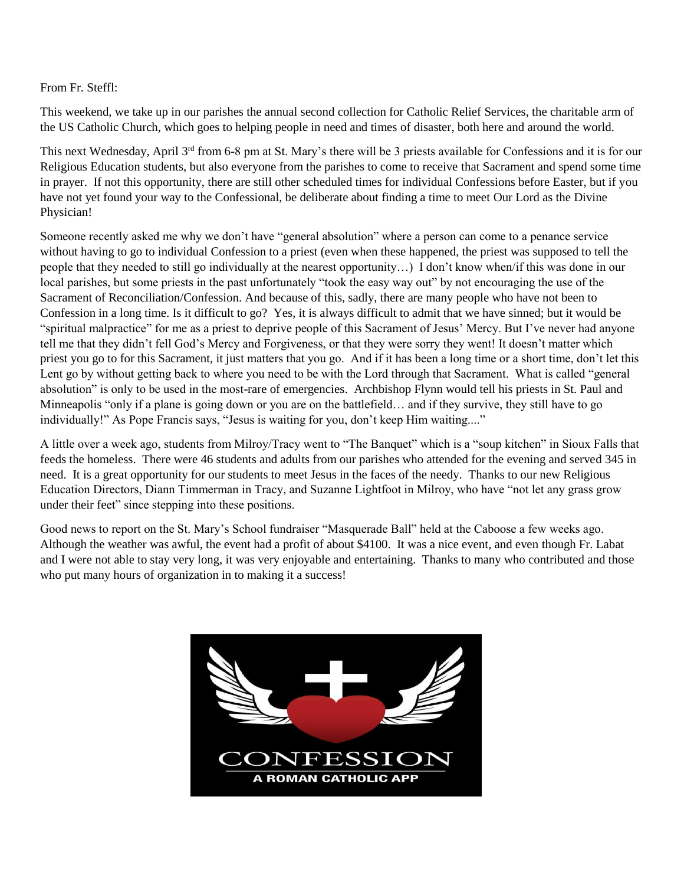From Fr. Steffl:

This weekend, we take up in our parishes the annual second collection for Catholic Relief Services, the charitable arm of the US Catholic Church, which goes to helping people in need and times of disaster, both here and around the world.

This next Wednesday, April 3rd from 6-8 pm at St. Mary's there will be 3 priests available for Confessions and it is for our Religious Education students, but also everyone from the parishes to come to receive that Sacrament and spend some time in prayer. If not this opportunity, there are still other scheduled times for individual Confessions before Easter, but if you have not yet found your way to the Confessional, be deliberate about finding a time to meet Our Lord as the Divine Physician!

Someone recently asked me why we don't have "general absolution" where a person can come to a penance service without having to go to individual Confession to a priest (even when these happened, the priest was supposed to tell the people that they needed to still go individually at the nearest opportunity…) I don't know when/if this was done in our local parishes, but some priests in the past unfortunately "took the easy way out" by not encouraging the use of the Sacrament of Reconciliation/Confession. And because of this, sadly, there are many people who have not been to Confession in a long time. Is it difficult to go? Yes, it is always difficult to admit that we have sinned; but it would be "spiritual malpractice" for me as a priest to deprive people of this Sacrament of Jesus' Mercy. But I've never had anyone tell me that they didn't fell God's Mercy and Forgiveness, or that they were sorry they went! It doesn't matter which priest you go to for this Sacrament, it just matters that you go. And if it has been a long time or a short time, don't let this Lent go by without getting back to where you need to be with the Lord through that Sacrament. What is called "general absolution" is only to be used in the most-rare of emergencies. Archbishop Flynn would tell his priests in St. Paul and Minneapolis "only if a plane is going down or you are on the battlefield… and if they survive, they still have to go individually!" As Pope Francis says, "Jesus is waiting for you, don't keep Him waiting...."

A little over a week ago, students from Milroy/Tracy went to "The Banquet" which is a "soup kitchen" in Sioux Falls that feeds the homeless. There were 46 students and adults from our parishes who attended for the evening and served 345 in need. It is a great opportunity for our students to meet Jesus in the faces of the needy. Thanks to our new Religious Education Directors, Diann Timmerman in Tracy, and Suzanne Lightfoot in Milroy, who have "not let any grass grow under their feet" since stepping into these positions.

Good news to report on the St. Mary's School fundraiser "Masquerade Ball" held at the Caboose a few weeks ago. Although the weather was awful, the event had a profit of about $4100. It was a nice event, and even though Fr. Labat and I were not able to stay very long, it was very enjoyable and entertaining. Thanks to many who contributed and those who put many hours of organization in to making it a success!

CONFESSION

A ROMAN CATHOLIC APP